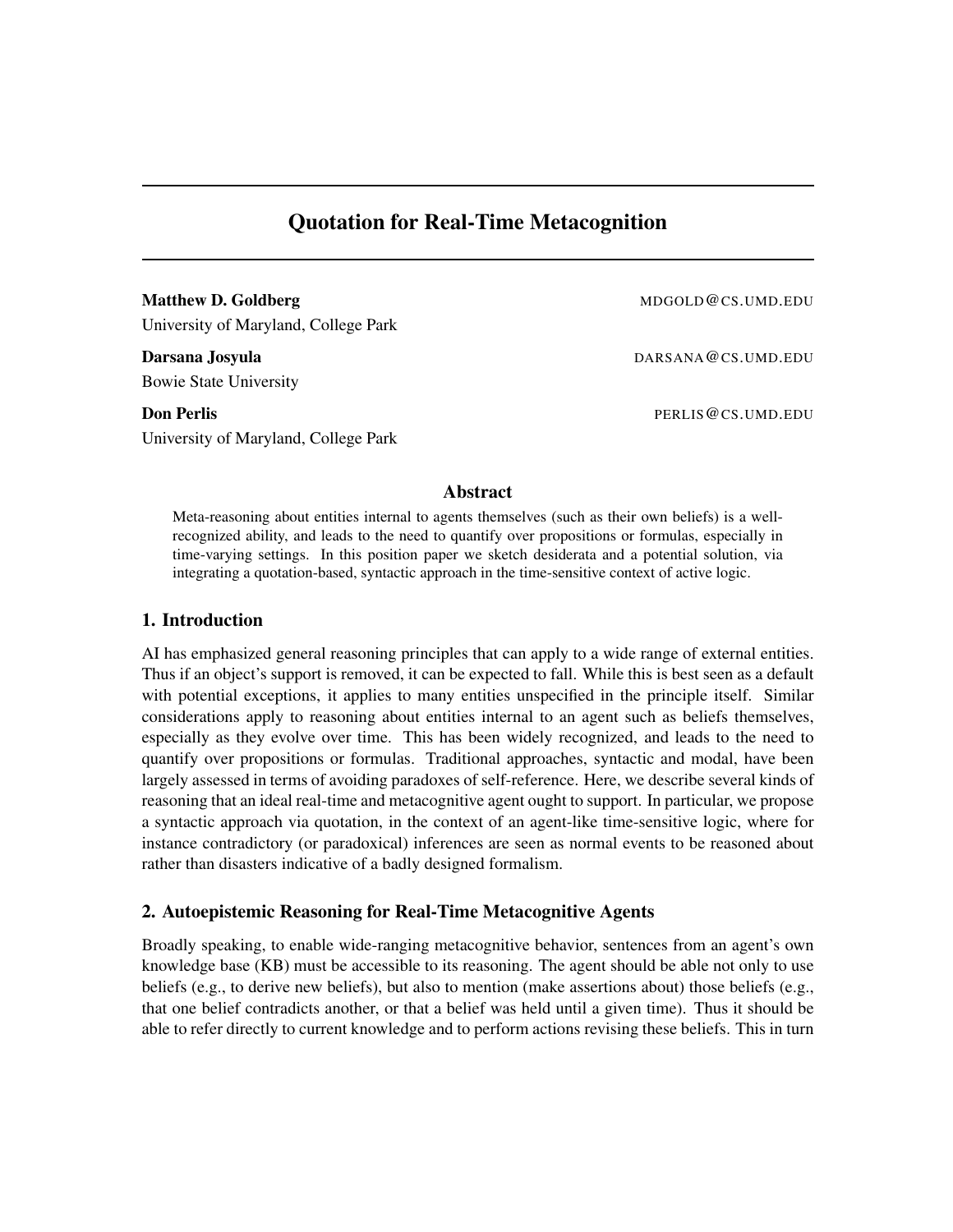# Quotation for Real-Time Metacognition

**Matthew D. Goldberg** MDGOLD@CS.UMD.EDU
University of Maryland, College Park

**Darsana Josyula** DARSANA@CS.UMD.EDU
Bowie State University

**Don Perlis** PERLIS@CS.UMD.EDU
University of Maryland, College Park

## Abstract

Meta-reasoning about entities internal to agents themselves (such as their own beliefs) is a well-recognized ability, and leads to the need to quantify over propositions or formulas, especially in time-varying settings. In this position paper we sketch desiderata and a potential solution, via integrating a quotation-based, syntactic approach in the time-sensitive context of active logic.

## 1. Introduction

AI has emphasized general reasoning principles that can apply to a wide range of external entities. Thus if an object's support is removed, it can be expected to fall. While this is best seen as a default with potential exceptions, it applies to many entities unspecified in the principle itself. Similar considerations apply to reasoning about entities internal to an agent such as beliefs themselves, especially as they evolve over time. This has been widely recognized, and leads to the need to quantify over propositions or formulas. Traditional approaches, syntactic and modal, have been largely assessed in terms of avoiding paradoxes of self-reference. Here, we describe several kinds of reasoning that an ideal real-time and metacognitive agent ought to support. In particular, we propose a syntactic approach via quotation, in the context of an agent-like time-sensitive logic, where for instance contradictory (or paradoxical) inferences are seen as normal events to be reasoned about rather than disasters indicative of a badly designed formalism.

## 2. Autoepistemic Reasoning for Real-Time Metacognitive Agents

Broadly speaking, to enable wide-ranging metacognitive behavior, sentences from an agent's own knowledge base (KB) must be accessible to its reasoning. The agent should be able not only to use beliefs (e.g., to derive new beliefs), but also to mention (make assertions about) those beliefs (e.g., that one belief contradicts another, or that a belief was held until a given time). Thus it should be able to refer directly to current knowledge and to perform actions revising these beliefs. This in turn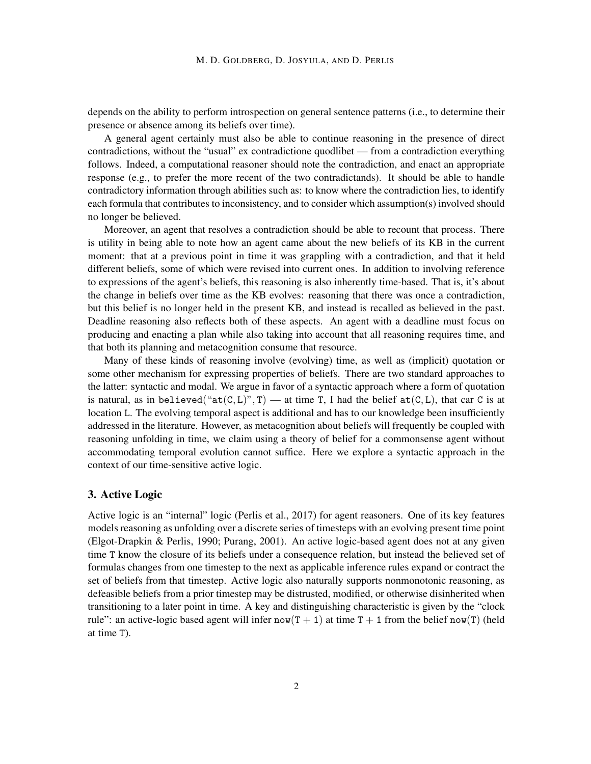depends on the ability to perform introspection on general sentence patterns (i.e., to determine their presence or absence among its beliefs over time).

A general agent certainly must also be able to continue reasoning in the presence of direct contradictions, without the "usual" ex contradictione quodlibet — from a contradiction everything follows. Indeed, a computational reasoner should note the contradiction, and enact an appropriate response (e.g., to prefer the more recent of the two contradictands). It should be able to handle contradictory information through abilities such as: to know where the contradiction lies, to identify each formula that contributes to inconsistency, and to consider which assumption(s) involved should no longer be believed.

Moreover, an agent that resolves a contradiction should be able to recount that process. There is utility in being able to note how an agent came about the new beliefs of its KB in the current moment: that at a previous point in time it was grappling with a contradiction, and that it held different beliefs, some of which were revised into current ones. In addition to involving reference to expressions of the agent's beliefs, this reasoning is also inherently time-based. That is, it's about the change in beliefs over time as the KB evolves: reasoning that there was once a contradiction, but this belief is no longer held in the present KB, and instead is recalled as believed in the past. Deadline reasoning also reflects both of these aspects. An agent with a deadline must focus on producing and enacting a plan while also taking into account that all reasoning requires time, and that both its planning and metacognition consume that resource.

Many of these kinds of reasoning involve (evolving) time, as well as (implicit) quotation or some other mechanism for expressing properties of beliefs. There are two standard approaches to the latter: syntactic and modal. We argue in favor of a syntactic approach where a form of quotation is natural, as in $\texttt{believed}(\text{“}\texttt{at}(\texttt{C},\texttt{L})\text{”},\texttt{T})$ — at time $\texttt{T}$, I had the belief $\texttt{at}(\texttt{C},\texttt{L})$, that car $\texttt{C}$ is at location $\texttt{L}$. The evolving temporal aspect is additional and has to our knowledge been insufficiently addressed in the literature. However, as metacognition about beliefs will frequently be coupled with reasoning unfolding in time, we claim using a theory of belief for a commonsense agent without accommodating temporal evolution cannot suffice. Here we explore a syntactic approach in the context of our time-sensitive active logic.

## 3. Active Logic

Active logic is an "internal" logic (Perlis et al., 2017) for agent reasoners. One of its key features models reasoning as unfolding over a discrete series of timesteps with an evolving present time point (Elgot-Drapkin & Perlis, 1990; Purang, 2001). An active logic-based agent does not at any given time $\texttt{T}$ know the closure of its beliefs under a consequence relation, but instead the believed set of formulas changes from one timestep to the next as applicable inference rules expand or contract the set of beliefs from that timestep. Active logic also naturally supports nonmonotonic reasoning, as defeasible beliefs from a prior timestep may be distrusted, modified, or otherwise disinherited when transitioning to a later point in time. A key and distinguishing characteristic is given by the "clock rule": an active-logic based agent will infer $\texttt{now}(\texttt{T}+\texttt{1})$ at time $\texttt{T}+\texttt{1}$ from the belief $\texttt{now}(\texttt{T})$ (held at time $\texttt{T}$).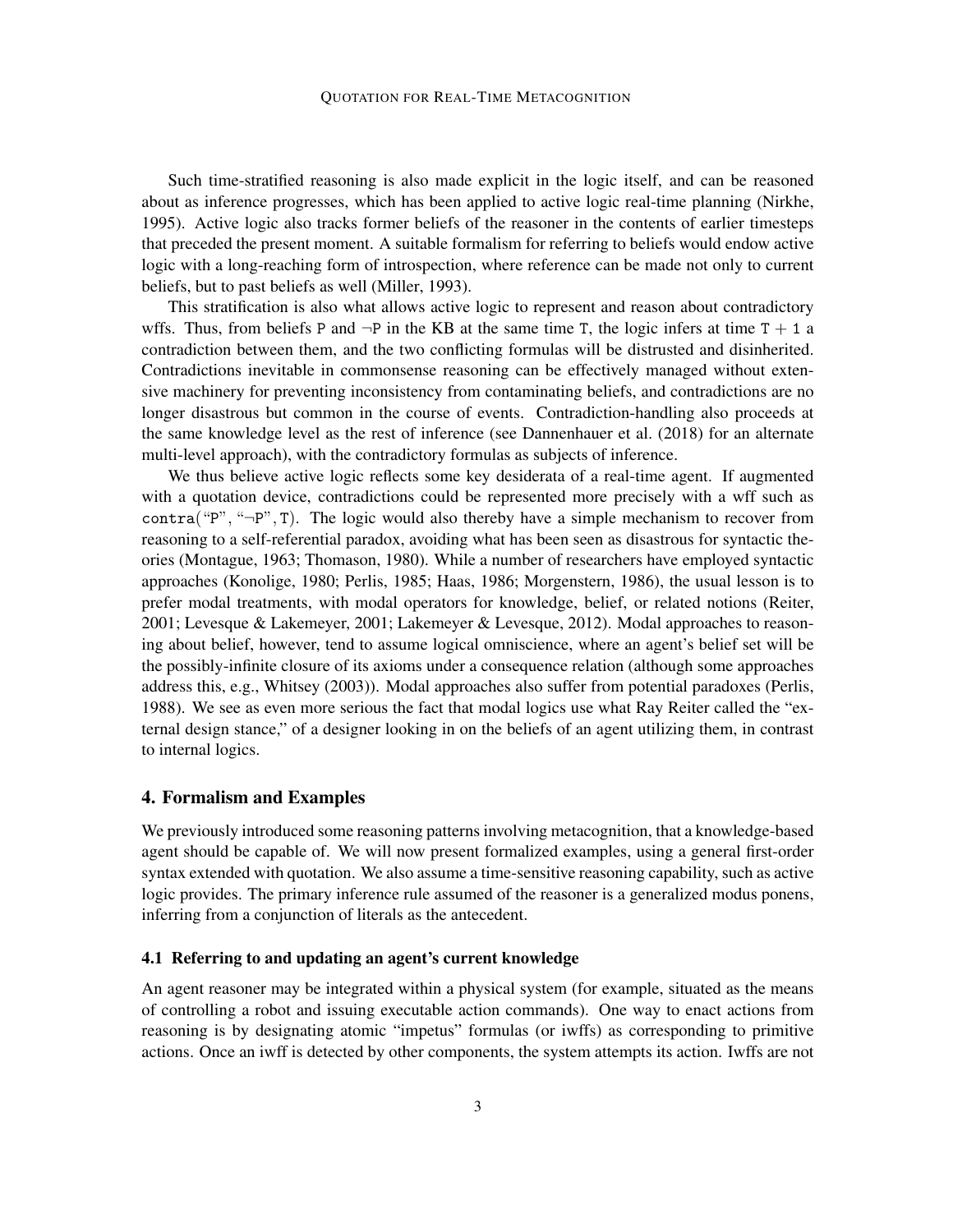Such time-stratified reasoning is also made explicit in the logic itself, and can be reasoned about as inference progresses, which has been applied to active logic real-time planning (Nirkhe, 1995). Active logic also tracks former beliefs of the reasoner in the contents of earlier timesteps that preceded the present moment. A suitable formalism for referring to beliefs would endow active logic with a long-reaching form of introspection, where reference can be made not only to current beliefs, but to past beliefs as well (Miller, 1993).

This stratification is also what allows active logic to represent and reason about contradictory wffs. Thus, from beliefs P and ¬P in the KB at the same time T, the logic infers at time T + 1 a contradiction between them, and the two conflicting formulas will be distrusted and disinherited. Contradictions inevitable in commonsense reasoning can be effectively managed without extensive machinery for preventing inconsistency from contaminating beliefs, and contradictions are no longer disastrous but common in the course of events. Contradiction-handling also proceeds at the same knowledge level as the rest of inference (see Dannenhauer et al. (2018) for an alternate multi-level approach), with the contradictory formulas as subjects of inference.

We thus believe active logic reflects some key desiderata of a real-time agent. If augmented with a quotation device, contradictions could be represented more precisely with a wff such as contra("P", "¬P", T). The logic would also thereby have a simple mechanism to recover from reasoning to a self-referential paradox, avoiding what has been seen as disastrous for syntactic theories (Montague, 1963; Thomason, 1980). While a number of researchers have employed syntactic approaches (Konolige, 1980; Perlis, 1985; Haas, 1986; Morgenstern, 1986), the usual lesson is to prefer modal treatments, with modal operators for knowledge, belief, or related notions (Reiter, 2001; Levesque & Lakemeyer, 2001; Lakemeyer & Levesque, 2012). Modal approaches to reasoning about belief, however, tend to assume logical omniscience, where an agent's belief set will be the possibly-infinite closure of its axioms under a consequence relation (although some approaches address this, e.g., Whitsey (2003)). Modal approaches also suffer from potential paradoxes (Perlis, 1988). We see as even more serious the fact that modal logics use what Ray Reiter called the "external design stance," of a designer looking in on the beliefs of an agent utilizing them, in contrast to internal logics.

## 4. Formalism and Examples

We previously introduced some reasoning patterns involving metacognition, that a knowledge-based agent should be capable of. We will now present formalized examples, using a general first-order syntax extended with quotation. We also assume a time-sensitive reasoning capability, such as active logic provides. The primary inference rule assumed of the reasoner is a generalized modus ponens, inferring from a conjunction of literals as the antecedent.

### 4.1 Referring to and updating an agent's current knowledge

An agent reasoner may be integrated within a physical system (for example, situated as the means of controlling a robot and issuing executable action commands). One way to enact actions from reasoning is by designating atomic "impetus" formulas (or iwffs) as corresponding to primitive actions. Once an iwff is detected by other components, the system attempts its action. Iwffs are not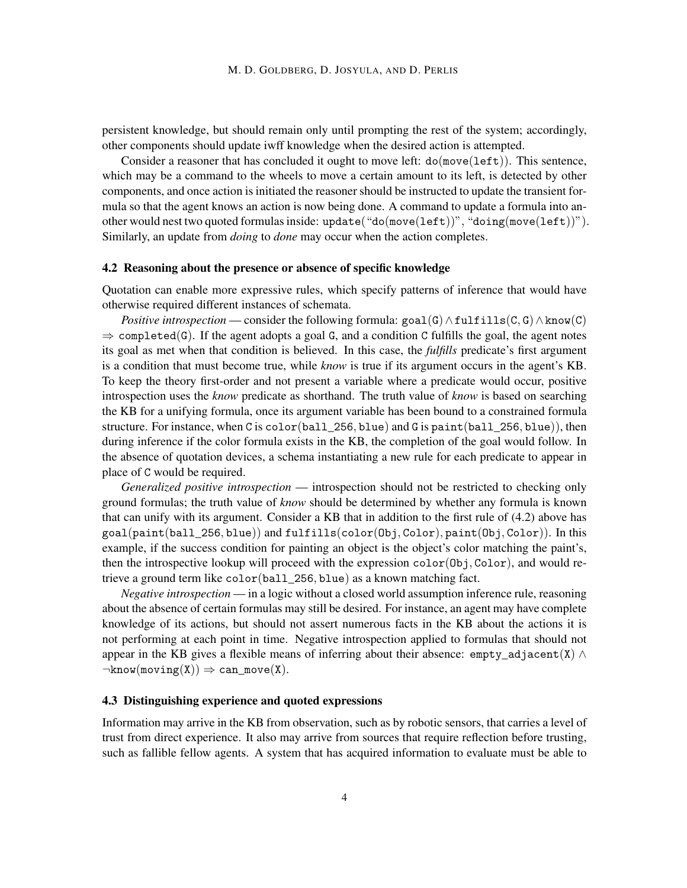persistent knowledge, but should remain only until prompting the rest of the system; accordingly, other components should update iwff knowledge when the desired action is attempted.

Consider a reasoner that has concluded it ought to move left: $\texttt{do}(\texttt{move}(\texttt{left}))$. This sentence, which may be a command to the wheels to move a certain amount to its left, is detected by other components, and once action is initiated the reasoner should be instructed to update the transient formula so that the agent knows an action is now being done. A command to update a formula into another would nest two quoted formulas inside: $\texttt{update}(\text{“}\texttt{do}(\texttt{move}(\texttt{left}))\text{”}, \text{“}\texttt{doing}(\texttt{move}(\texttt{left}))\text{”})$. Similarly, an update from *doing* to *done* may occur when the action completes.

### 4.2 Reasoning about the presence or absence of specific knowledge

Quotation can enable more expressive rules, which specify patterns of inference that would have otherwise required different instances of schemata.

*Positive introspection* — consider the following formula: $\texttt{goal}(\texttt{G}) \wedge \texttt{fulfills}(\texttt{C}, \texttt{G}) \wedge \texttt{know}(\texttt{C}) \Rightarrow \texttt{completed}(\texttt{G})$. If the agent adopts a goal G, and a condition C fulfills the goal, the agent notes its goal as met when that condition is believed. In this case, the *fulfills* predicate's first argument is a condition that must become true, while *know* is true if its argument occurs in the agent's KB. To keep the theory first-order and not present a variable where a predicate would occur, positive introspection uses the *know* predicate as shorthand. The truth value of *know* is based on searching the KB for a unifying formula, once its argument variable has been bound to a constrained formula structure. For instance, when C is $\texttt{color}(\texttt{ball\_256}, \texttt{blue})$ and G is $\texttt{paint}(\texttt{ball\_256}, \texttt{blue}))$, then during inference if the color formula exists in the KB, the completion of the goal would follow. In the absence of quotation devices, a schema instantiating a new rule for each predicate to appear in place of C would be required.

*Generalized positive introspection* — introspection should not be restricted to checking only ground formulas; the truth value of *know* should be determined by whether any formula is known that can unify with its argument. Consider a KB that in addition to the first rule of (4.2) above has $\texttt{goal}(\texttt{paint}(\texttt{ball\_256}, \texttt{blue}))$ and $\texttt{fulfills}(\texttt{color}(\texttt{Obj}, \texttt{Color}), \texttt{paint}(\texttt{Obj}, \texttt{Color}))$. In this example, if the success condition for painting an object is the object's color matching the paint's, then the introspective lookup will proceed with the expression $\texttt{color}(\texttt{Obj}, \texttt{Color})$, and would retrieve a ground term like $\texttt{color}(\texttt{ball\_256}, \texttt{blue})$ as a known matching fact.

*Negative introspection* — in a logic without a closed world assumption inference rule, reasoning about the absence of certain formulas may still be desired. For instance, an agent may have complete knowledge of its actions, but should not assert numerous facts in the KB about the actions it is not performing at each point in time. Negative introspection applied to formulas that should not appear in the KB gives a flexible means of inferring about their absence: $\texttt{empty\_adjacent}(\texttt{X}) \wedge \neg\texttt{know}(\texttt{moving}(\texttt{X})) \Rightarrow \texttt{can\_move}(\texttt{X})$.

### 4.3 Distinguishing experience and quoted expressions

Information may arrive in the KB from observation, such as by robotic sensors, that carries a level of trust from direct experience. It also may arrive from sources that require reflection before trusting, such as fallible fellow agents. A system that has acquired information to evaluate must be able to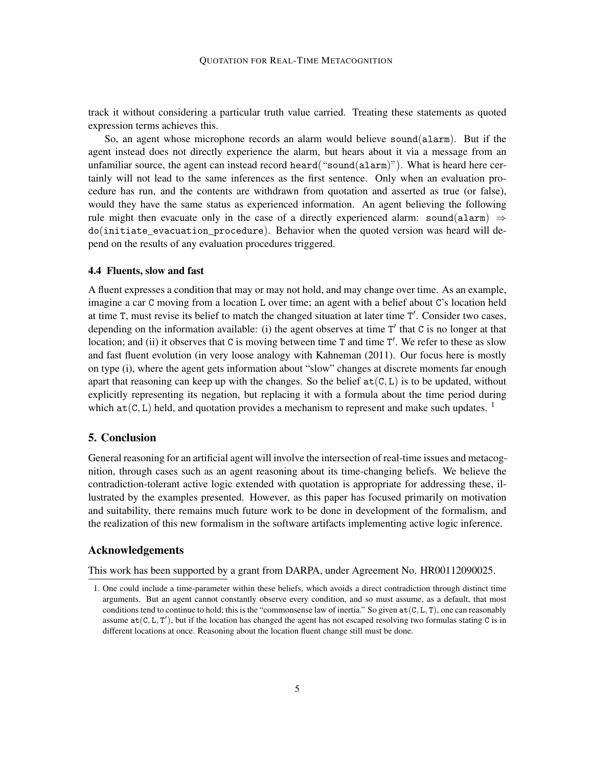track it without considering a particular truth value carried. Treating these statements as quoted expression terms achieves this.

So, an agent whose microphone records an alarm would believe $\texttt{sound}(\texttt{alarm})$. But if the agent instead does not directly experience the alarm, but hears about it via a message from an unfamiliar source, the agent can instead record $\texttt{heard}(\text{“}\texttt{sound}(\texttt{alarm})\text{”})$. What is heard here certainly will not lead to the same inferences as the first sentence. Only when an evaluation procedure has run, and the contents are withdrawn from quotation and asserted as true (or false), would they have the same status as experienced information. An agent believing the following rule might then evacuate only in the case of a directly experienced alarm: $\texttt{sound}(\texttt{alarm}) \Rightarrow \texttt{do}(\texttt{initiate\_evacuation\_procedure})$. Behavior when the quoted version was heard will depend on the results of any evaluation procedures triggered.

### 4.4 Fluents, slow and fast

A fluent expresses a condition that may or may not hold, and may change over time. As an example, imagine a car $\texttt{C}$ moving from a location $\texttt{L}$ over time; an agent with a belief about $\texttt{C}$'s location held at time $\texttt{T}$, must revise its belief to match the changed situation at later time $\texttt{T}'$. Consider two cases, depending on the information available: (i) the agent observes at time $\texttt{T}'$ that $\texttt{C}$ is no longer at that location; and (ii) it observes that $\texttt{C}$ is moving between time $\texttt{T}$ and time $\texttt{T}'$. We refer to these as slow and fast fluent evolution (in very loose analogy with Kahneman (2011). Our focus here is mostly on type (i), where the agent gets information about “slow” changes at discrete moments far enough apart that reasoning can keep up with the changes. So the belief $\texttt{at}(\texttt{C},\texttt{L})$ is to be updated, without explicitly representing its negation, but replacing it with a formula about the time period during which $\texttt{at}(\texttt{C},\texttt{L})$ held, and quotation provides a mechanism to represent and make such updates. [1]

## 5. Conclusion

General reasoning for an artificial agent will involve the intersection of real-time issues and metacognition, through cases such as an agent reasoning about its time-changing beliefs. We believe the contradiction-tolerant active logic extended with quotation is appropriate for addressing these, illustrated by the examples presented. However, as this paper has focused primarily on motivation and suitability, there remains much future work to be done in development of the formalism, and the realization of this new formalism in the software artifacts implementing active logic inference.

## Acknowledgements

This work has been supported by a grant from DARPA, under Agreement No. HR00112090025.

---

1. One could include a time-parameter within these beliefs, which avoids a direct contradiction through distinct time arguments. But an agent cannot constantly observe every condition, and so must assume, as a default, that most conditions tend to continue to hold; this is the “commonsense law of inertia.” So given $\texttt{at}(\texttt{C},\texttt{L},\texttt{T})$, one can reasonably assume $\texttt{at}(\texttt{C},\texttt{L},\texttt{T}')$, but if the location has changed the agent has not escaped resolving two formulas stating $\texttt{C}$ is in different locations at once. Reasoning about the location fluent change still must be done.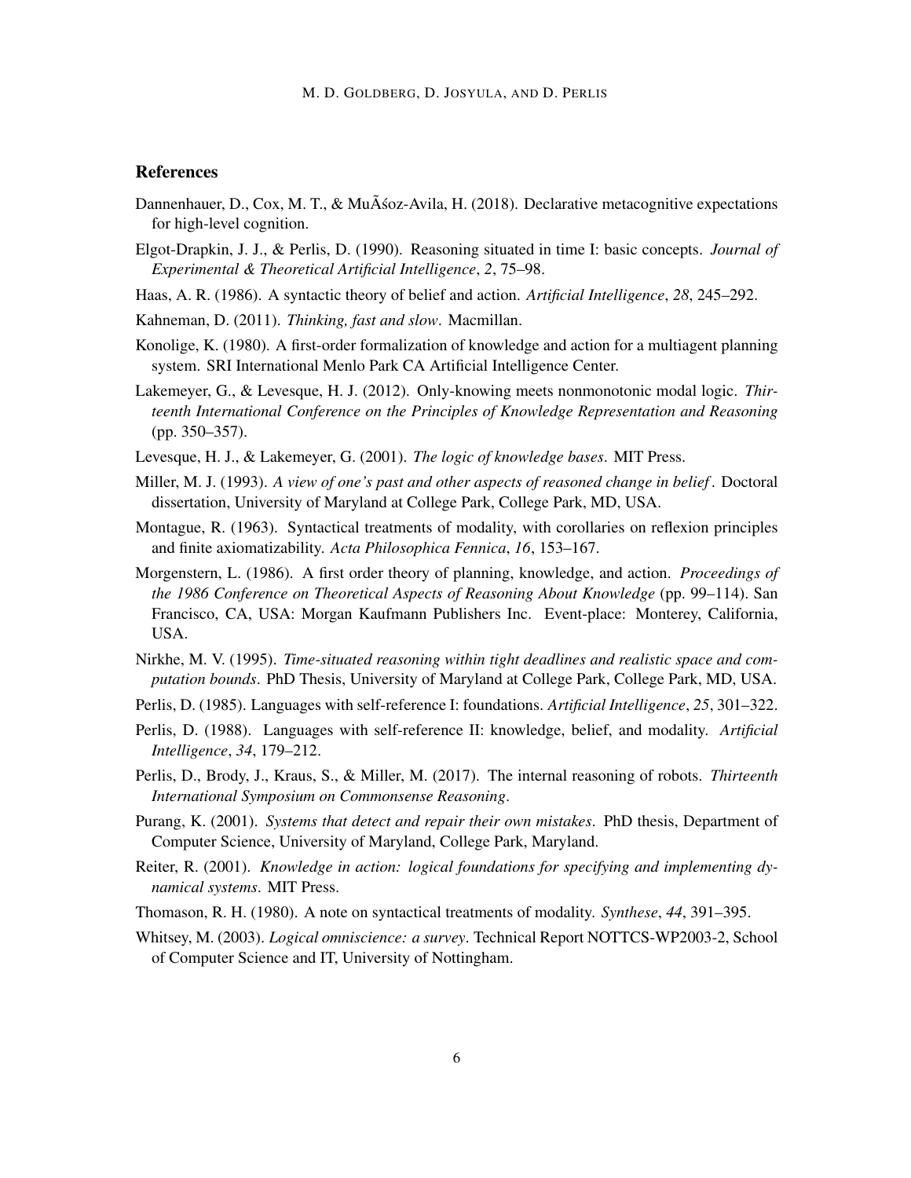## References

Dannenhauer, D., Cox, M. T., & MuÃśoz-Avila, H. (2018). Declarative metacognitive expectations for high-level cognition.

Elgot-Drapkin, J. J., & Perlis, D. (1990). Reasoning situated in time I: basic concepts. *Journal of Experimental & Theoretical Artificial Intelligence*, *2*, 75–98.

Haas, A. R. (1986). A syntactic theory of belief and action. *Artificial Intelligence*, *28*, 245–292.

Kahneman, D. (2011). *Thinking, fast and slow*. Macmillan.

Konolige, K. (1980). A first-order formalization of knowledge and action for a multiagent planning system. SRI International Menlo Park CA Artificial Intelligence Center.

Lakemeyer, G., & Levesque, H. J. (2012). Only-knowing meets nonmonotonic modal logic. *Thirteenth International Conference on the Principles of Knowledge Representation and Reasoning* (pp. 350–357).

Levesque, H. J., & Lakemeyer, G. (2001). *The logic of knowledge bases*. MIT Press.

Miller, M. J. (1993). *A view of one's past and other aspects of reasoned change in belief*. Doctoral dissertation, University of Maryland at College Park, College Park, MD, USA.

Montague, R. (1963). Syntactical treatments of modality, with corollaries on reflexion principles and finite axiomatizability. *Acta Philosophica Fennica*, *16*, 153–167.

Morgenstern, L. (1986). A first order theory of planning, knowledge, and action. *Proceedings of the 1986 Conference on Theoretical Aspects of Reasoning About Knowledge* (pp. 99–114). San Francisco, CA, USA: Morgan Kaufmann Publishers Inc. Event-place: Monterey, California, USA.

Nirkhe, M. V. (1995). *Time-situated reasoning within tight deadlines and realistic space and computation bounds*. PhD Thesis, University of Maryland at College Park, College Park, MD, USA.

Perlis, D. (1985). Languages with self-reference I: foundations. *Artificial Intelligence*, *25*, 301–322.

Perlis, D. (1988). Languages with self-reference II: knowledge, belief, and modality. *Artificial Intelligence*, *34*, 179–212.

Perlis, D., Brody, J., Kraus, S., & Miller, M. (2017). The internal reasoning of robots. *Thirteenth International Symposium on Commonsense Reasoning*.

Purang, K. (2001). *Systems that detect and repair their own mistakes*. PhD thesis, Department of Computer Science, University of Maryland, College Park, Maryland.

Reiter, R. (2001). *Knowledge in action: logical foundations for specifying and implementing dynamical systems*. MIT Press.

Thomason, R. H. (1980). A note on syntactical treatments of modality. *Synthese*, *44*, 391–395.

Whitsey, M. (2003). *Logical omniscience: a survey*. Technical Report NOTTCS-WP2003-2, School of Computer Science and IT, University of Nottingham.